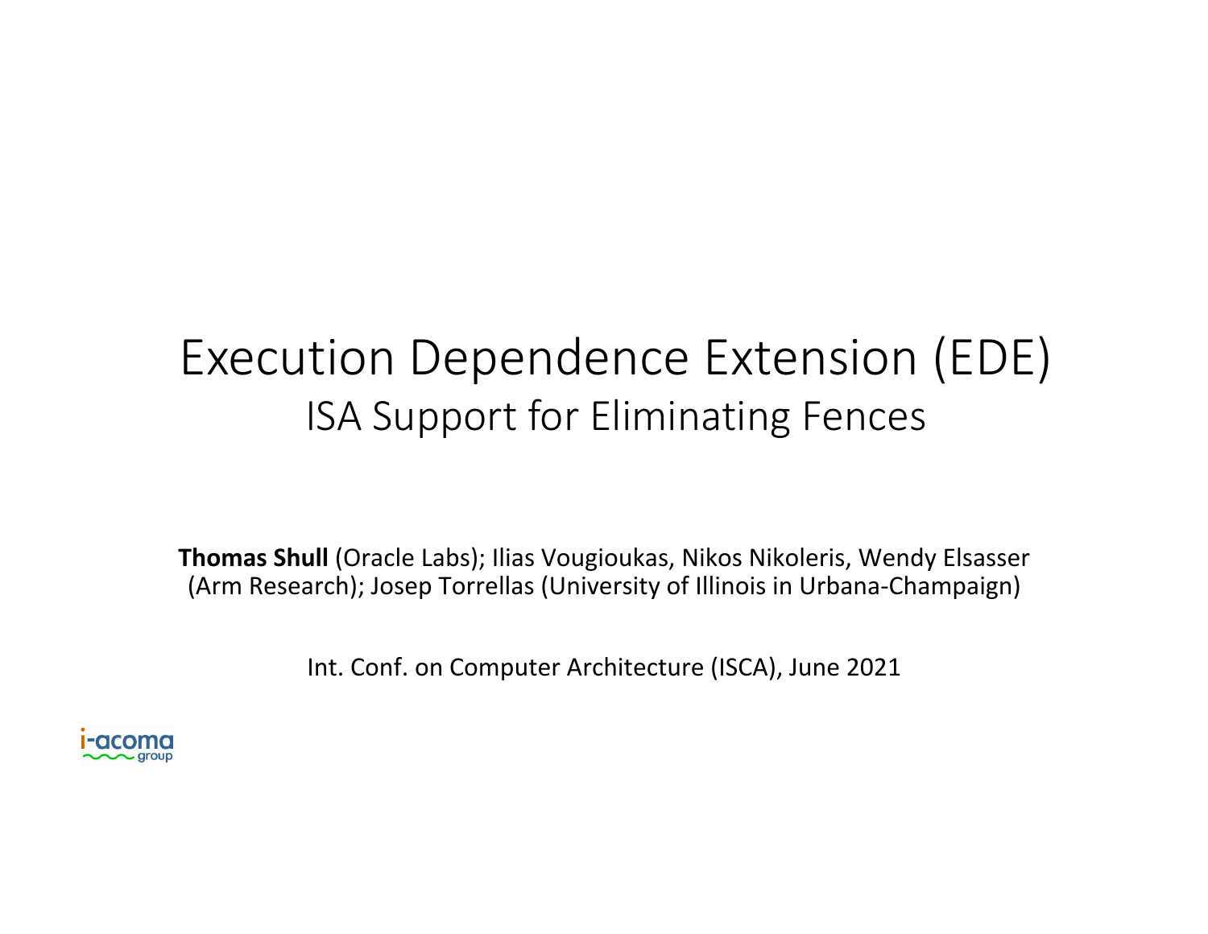# Execution Dependence Extension (EDE)

## ISA Support for Eliminating Fences

**Thomas Shull** (Oracle Labs); Ilias Vougioukas, Nikos Nikoleris, Wendy Elsasser (Arm Research); Josep Torrellas (University of Illinois in Urbana-Champaign)

Int. Conf. on Computer Architecture (ISCA), June 2021

i-acoma group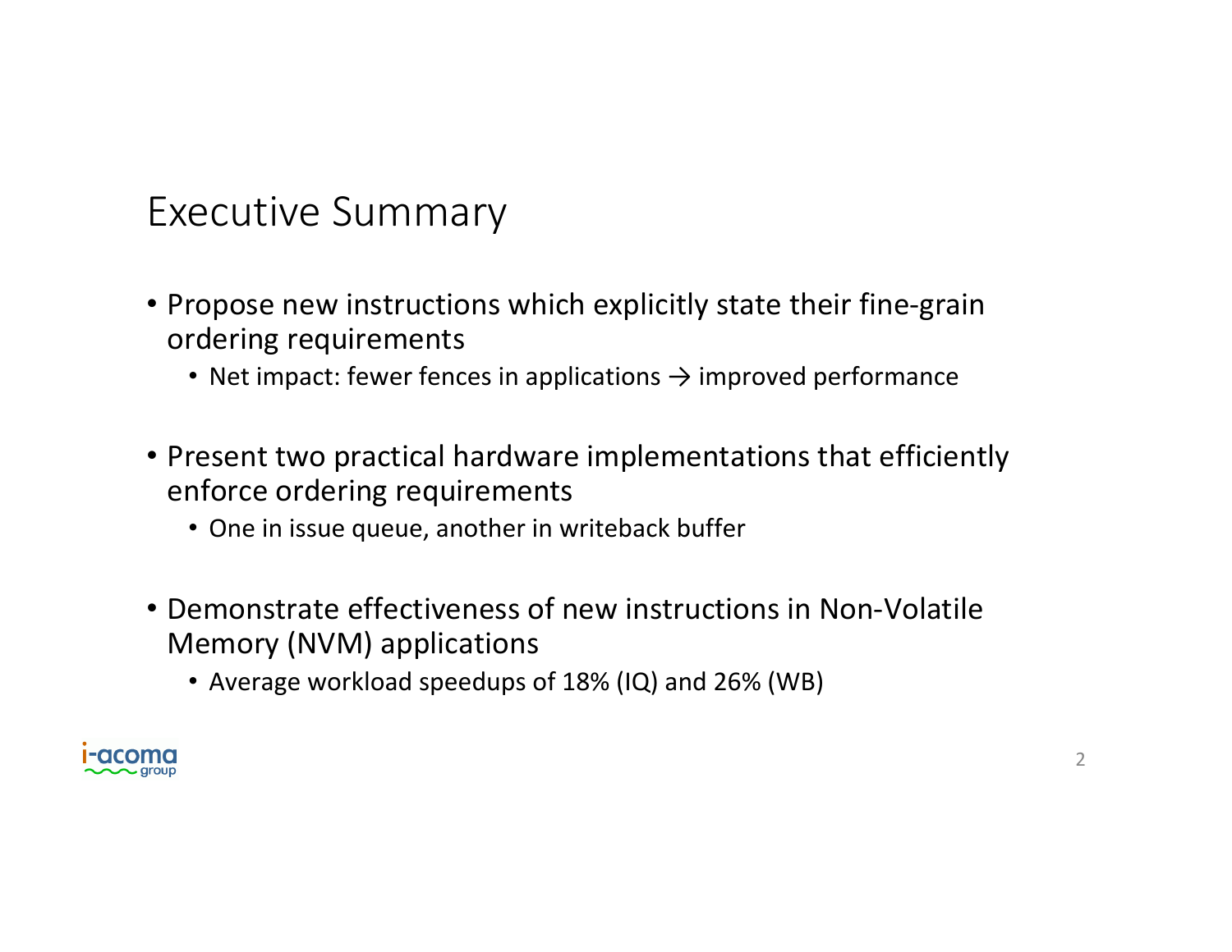# Executive Summary

- Propose new instructions which explicitly state their fine-grain ordering requirements
  - Net impact: fewer fences in applications → improved performance
- Present two practical hardware implementations that efficiently enforce ordering requirements
  - One in issue queue, another in writeback buffer
- Demonstrate effectiveness of new instructions in Non-Volatile Memory (NVM) applications
  - Average workload speedups of 18% (IQ) and 26% (WB)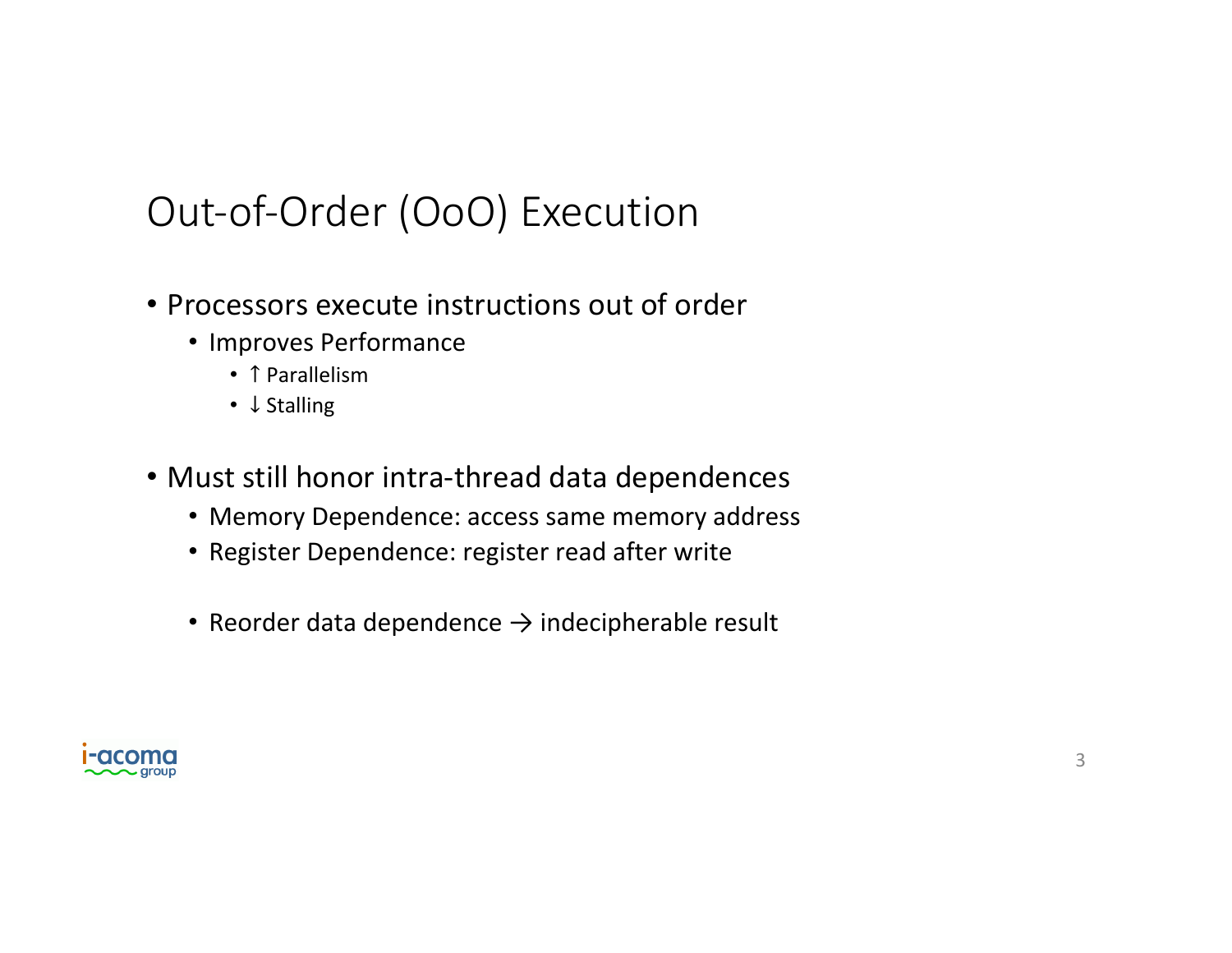# Out-of-Order (OoO) Execution

- Processors execute instructions out of order
  - Improves Performance
    - ↑ Parallelism
    - ↓ Stalling

- Must still honor intra-thread data dependences
  - Memory Dependence: access same memory address
  - Register Dependence: register read after write

  - Reorder data dependence → indecipherable result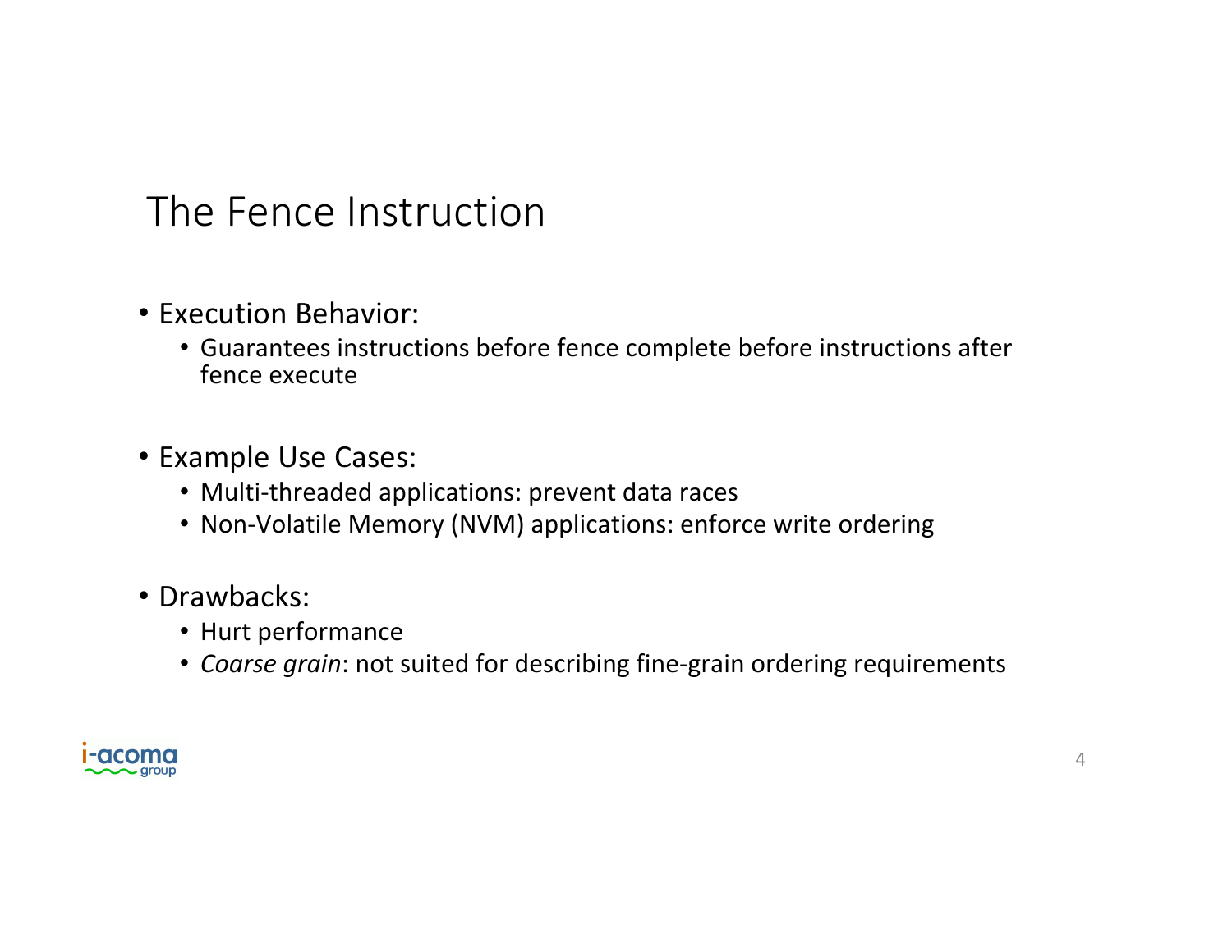# The Fence Instruction

- Execution Behavior:
  - Guarantees instructions before fence complete before instructions after fence execute
- Example Use Cases:
  - Multi-threaded applications: prevent data races
  - Non-Volatile Memory (NVM) applications: enforce write ordering
- Drawbacks:
  - Hurt performance
  - *Coarse grain*: not suited for describing fine-grain ordering requirements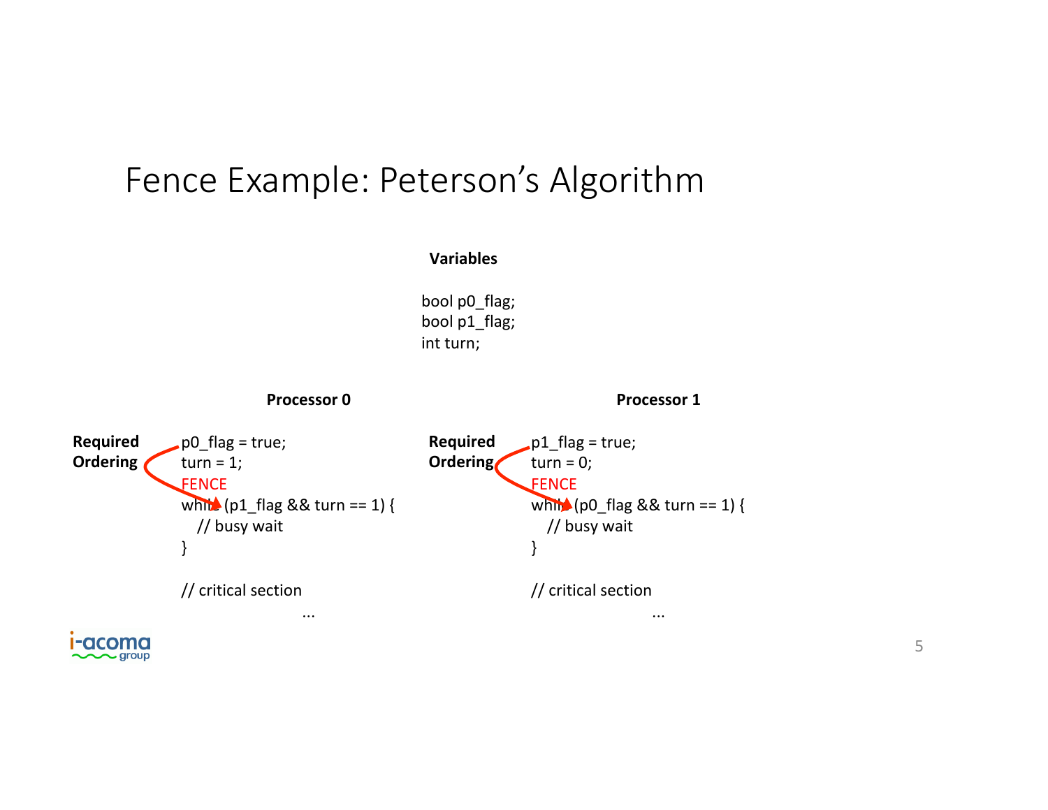# Fence Example: Peterson's Algorithm

**Variables**

```
bool p0_flag;
bool p1_flag;
int turn;
```

**Processor 0**

**Required Ordering**

```
p0_flag = true;
turn = 1;
FENCE
while (p1_flag && turn == 1) {
   // busy wait
}

// critical section
...
```

**Processor 1**

**Required Ordering**

```
p1_flag = true;
turn = 0;
FENCE
while (p0_flag && turn == 1) {
   // busy wait
}

// critical section
...
```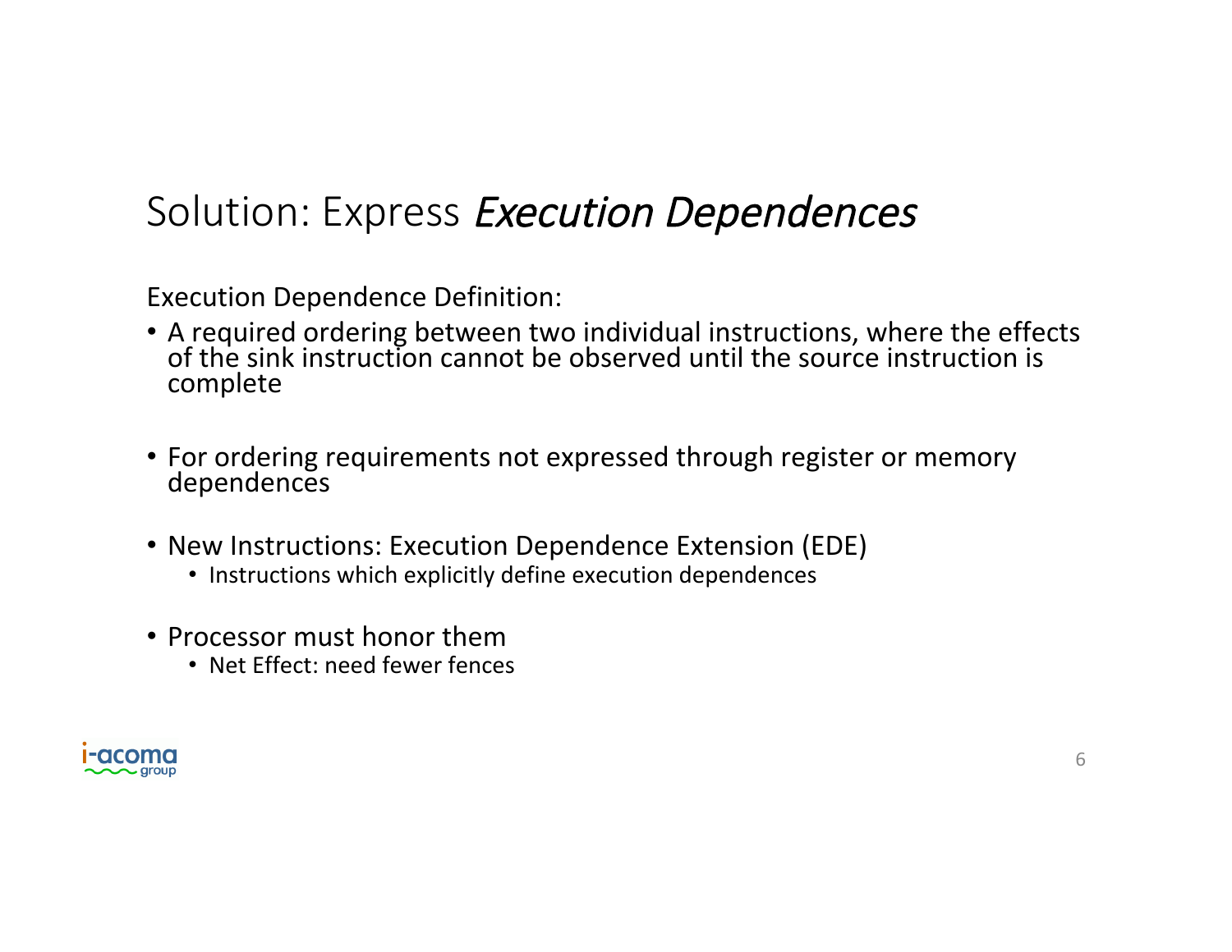# Solution: Express *Execution Dependences*

Execution Dependence Definition:

- A required ordering between two individual instructions, where the effects of the sink instruction cannot be observed until the source instruction is complete
- For ordering requirements not expressed through register or memory dependences
- New Instructions: Execution Dependence Extension (EDE)
  - Instructions which explicitly define execution dependences
- Processor must honor them
  - Net Effect: need fewer fences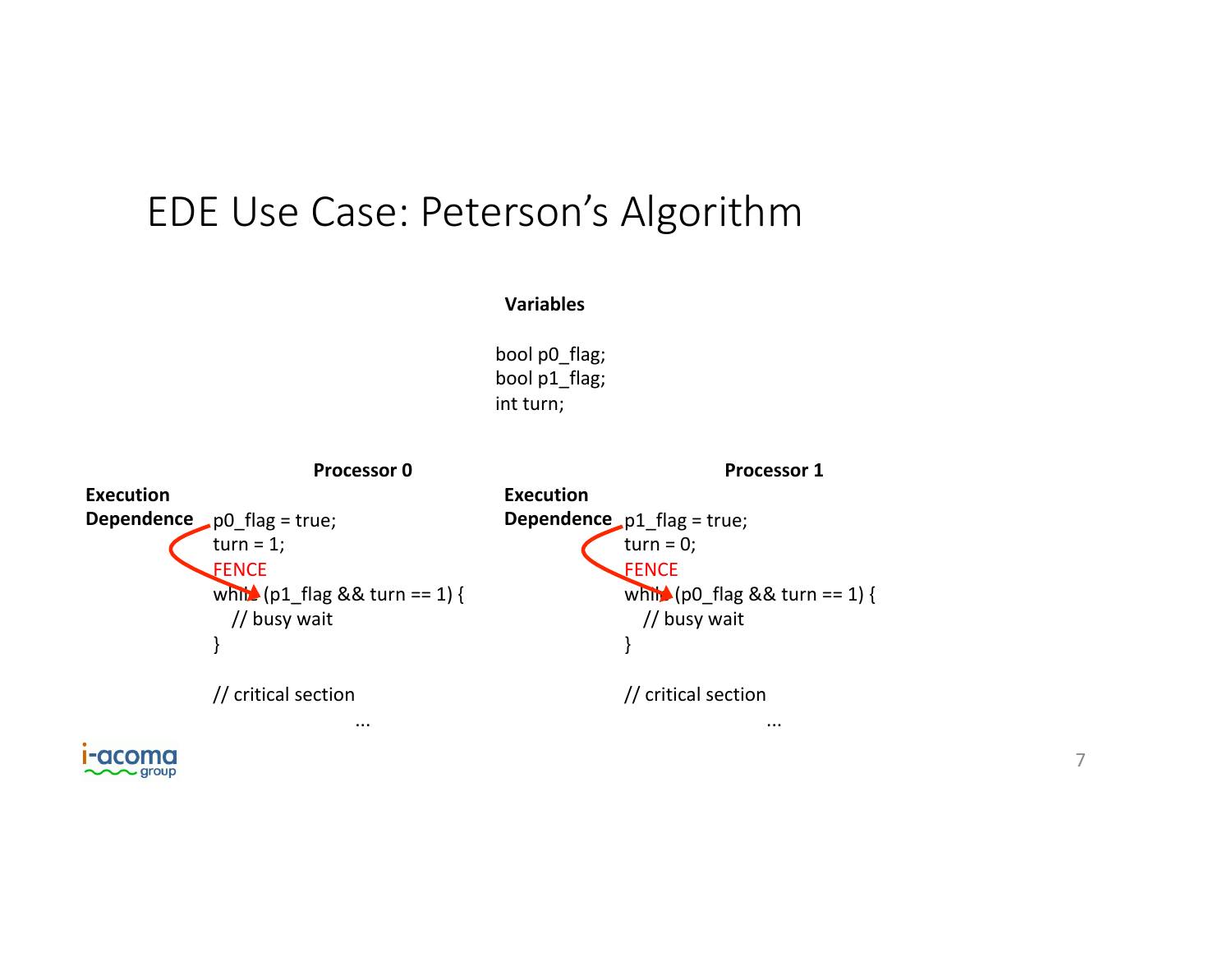# EDE Use Case: Peterson's Algorithm

**Variables**

```
bool p0_flag;
bool p1_flag;
int turn;
```

**Processor 0**

**Execution Dependence**

```
p0_flag = true;
turn = 1;
FENCE
while (p1_flag && turn == 1) {
   // busy wait
}

// critical section
...
```

**Processor 1**

**Execution Dependence**

```
p1_flag = true;
turn = 0;
FENCE
while (p0_flag && turn == 1) {
   // busy wait
}

// critical section
...
```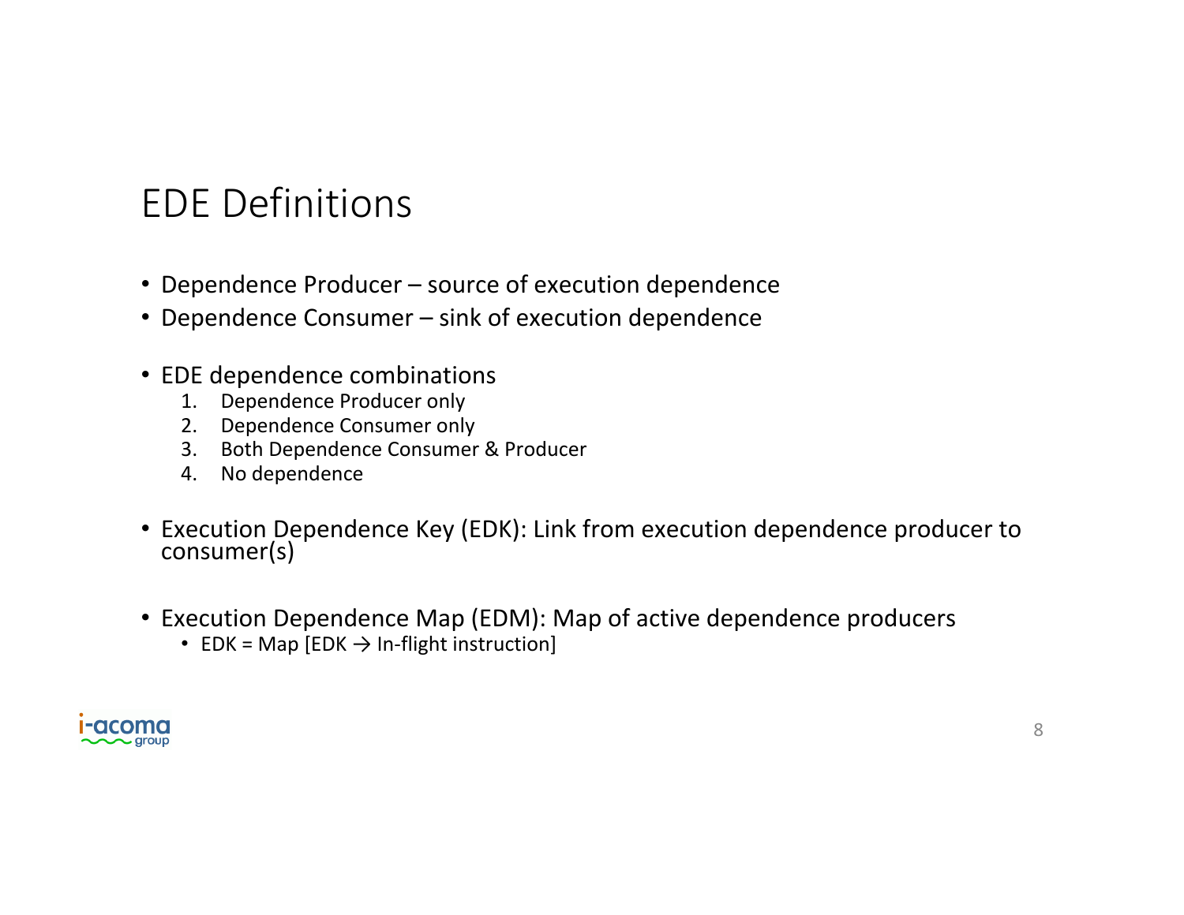# EDE Definitions

- Dependence Producer – source of execution dependence
- Dependence Consumer – sink of execution dependence

- EDE dependence combinations
  1. Dependence Producer only
  2. Dependence Consumer only
  3. Both Dependence Consumer & Producer
  4. No dependence

- Execution Dependence Key (EDK): Link from execution dependence producer to consumer(s)

- Execution Dependence Map (EDM): Map of active dependence producers
  - EDK = Map [EDK → In-flight instruction]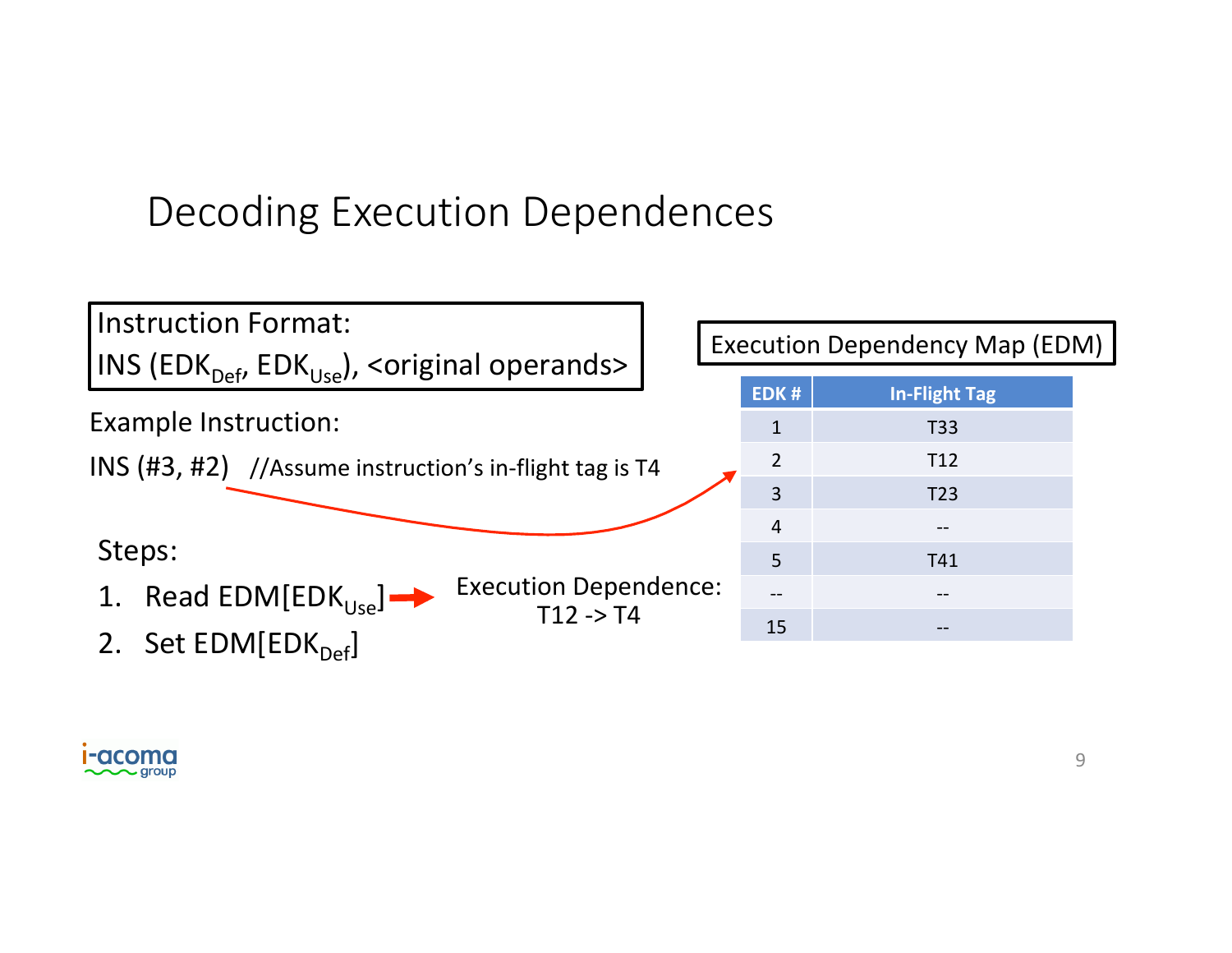# Decoding Execution Dependences

**Instruction Format:**

INS ($EDK_{Def}$, $EDK_{Use}$), <original operands>

Example Instruction:

INS (#3, #2) //Assume instruction's in-flight tag is T4

Steps:

1. Read EDM[$EDK_{Use}$] → Execution Dependence: T12 -> T4
2. Set EDM[$EDK_{Def}$]

**Execution Dependency Map (EDM)**

| EDK # | In-Flight Tag |
|---|---|
| 1 | T33 |
| 2 | T12 |
| 3 | T23 |
| 4 | -- |
| 5 | T41 |
| -- | -- |
| 15 | -- |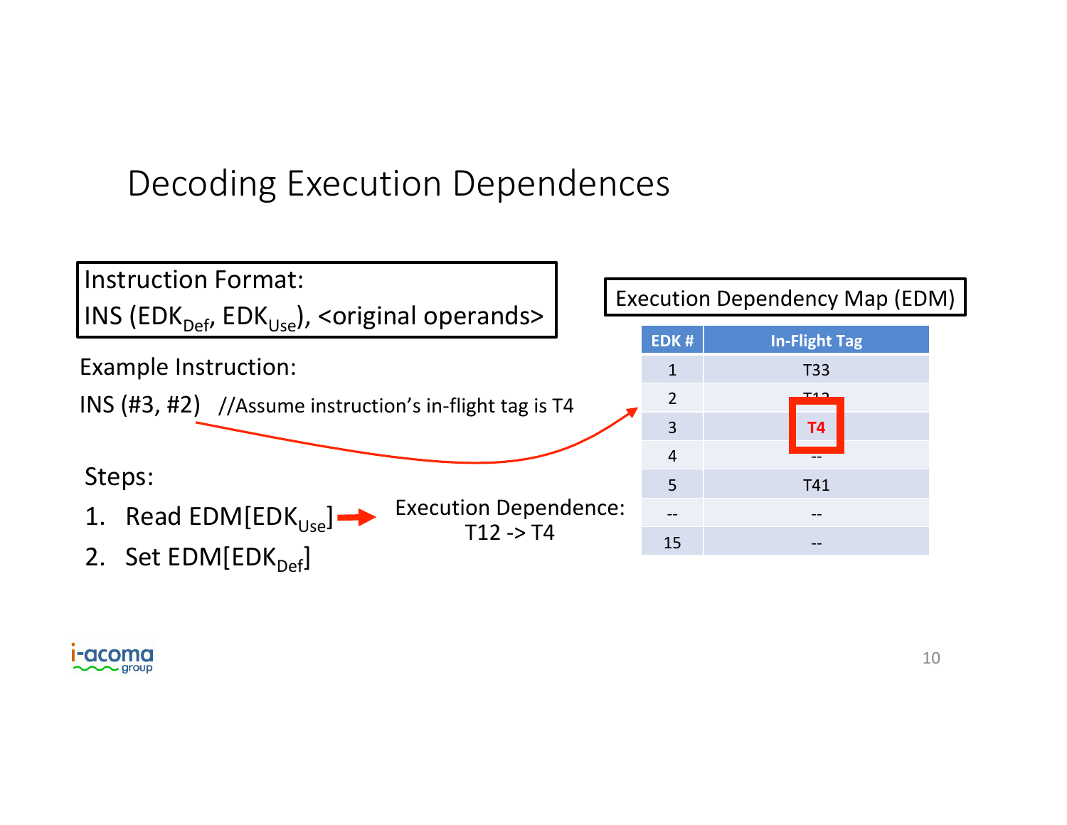# Decoding Execution Dependences

**Instruction Format:**
INS ($EDK_{Def}$, $EDK_{Use}$), <original operands>

Example Instruction:

INS (#3, #2) //Assume instruction's in-flight tag is T4

Steps:

1. Read EDM[$EDK_{Use}$] → Execution Dependence: T12 -> T4
2. Set EDM[$EDK_{Def}$]

**Execution Dependency Map (EDM)**

| EDK # | In-Flight Tag |
|---|---|
| 1 | T33 |
| 2 | T12 |
| 3 | **T4** |
| 4 | -- |
| 5 | T41 |
| -- | -- |
| 15 | -- |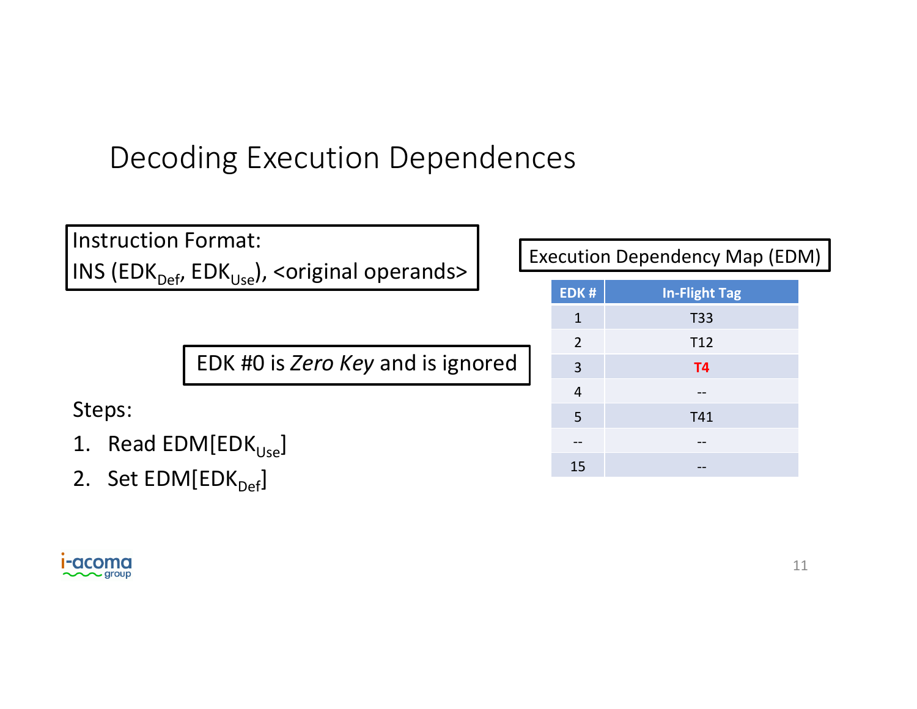# Decoding Execution Dependences

Instruction Format:

INS ($EDK_{Def}$, $EDK_{Use}$), <original operands>

EDK #0 is *Zero Key* and is ignored

Steps:

1. Read EDM[$EDK_{Use}$]
2. Set EDM[$EDK_{Def}$]

Execution Dependency Map (EDM)

| EDK # | In-Flight Tag |
|---|---|
| 1 | T33 |
| 2 | T12 |
| 3 | **T4** |
| 4 | -- |
| 5 | T41 |
| -- | -- |
| 15 | -- |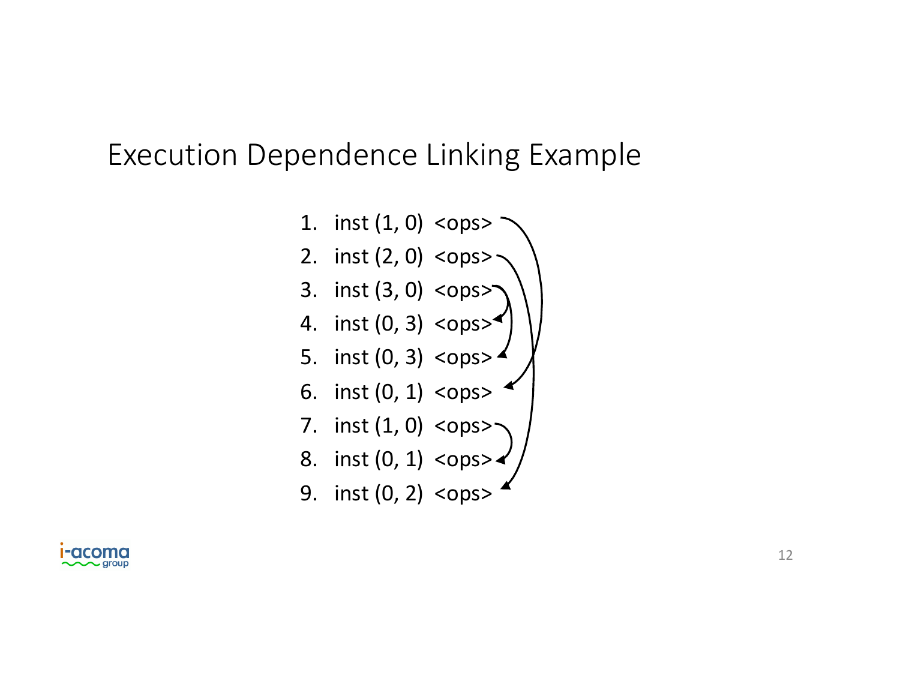# Execution Dependence Linking Example

1. inst (1, 0) <ops>
2. inst (2, 0) <ops>
3. inst (3, 0) <ops>
4. inst (0, 3) <ops>
5. inst (0, 3) <ops>
6. inst (0, 1) <ops>
7. inst (1, 0) <ops>
8. inst (0, 1) <ops>
9. inst (0, 2) <ops>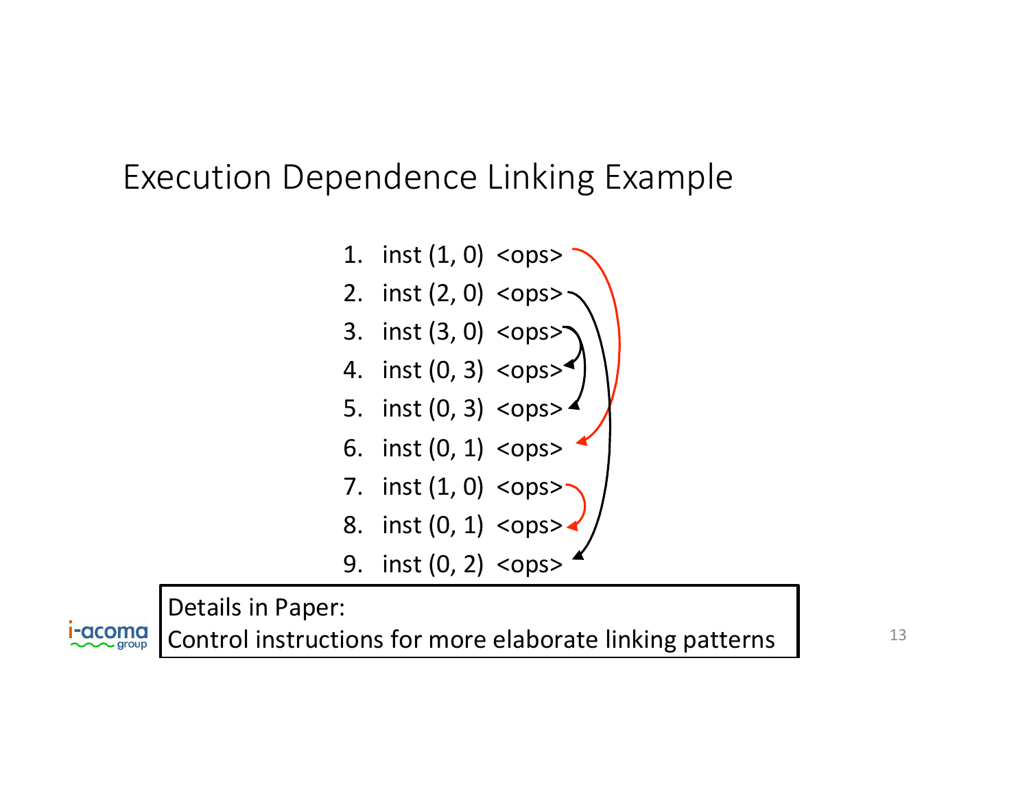# Execution Dependence Linking Example

1. inst (1, 0) <ops>
2. inst (2, 0) <ops>
3. inst (3, 0) <ops>
4. inst (0, 3) <ops>
5. inst (0, 3) <ops>
6. inst (0, 1) <ops>
7. inst (1, 0) <ops>
8. inst (0, 1) <ops>
9. inst (0, 2) <ops>

Details in Paper:
Control instructions for more elaborate linking patterns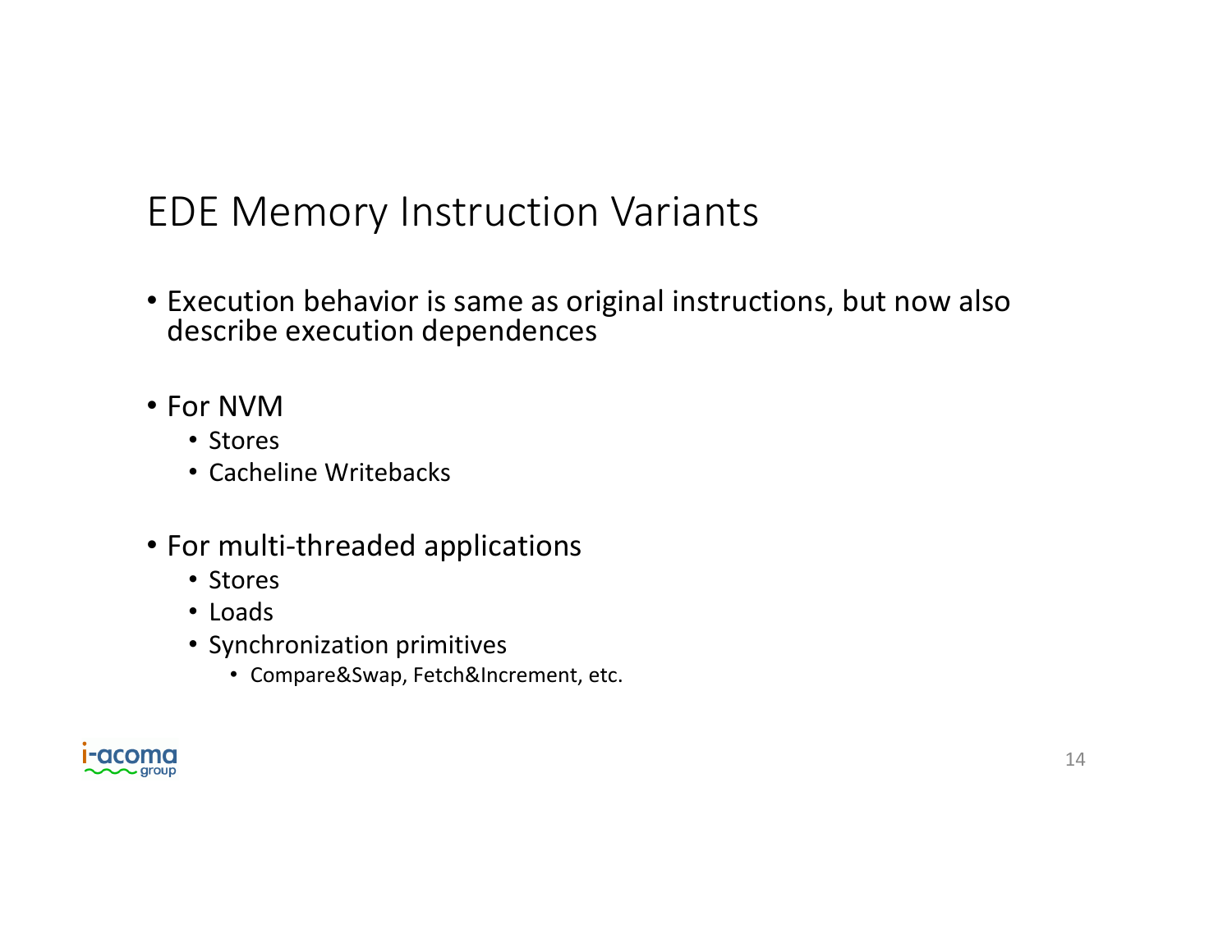# EDE Memory Instruction Variants

- Execution behavior is same as original instructions, but now also describe execution dependences

- For NVM
  - Stores
  - Cacheline Writebacks

- For multi-threaded applications
  - Stores
  - Loads
  - Synchronization primitives
    - Compare&Swap, Fetch&Increment, etc.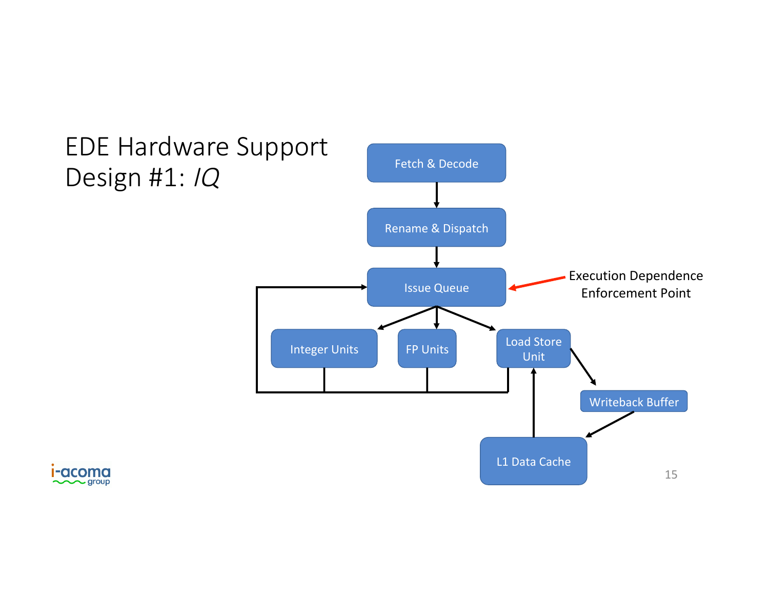# EDE Hardware Support Design #1: *IQ*

Fetch & Decode

Rename & Dispatch

Issue Queue

Execution Dependence Enforcement Point

Integer Units

FP Units

Load Store Unit

Writeback Buffer

L1 Data Cache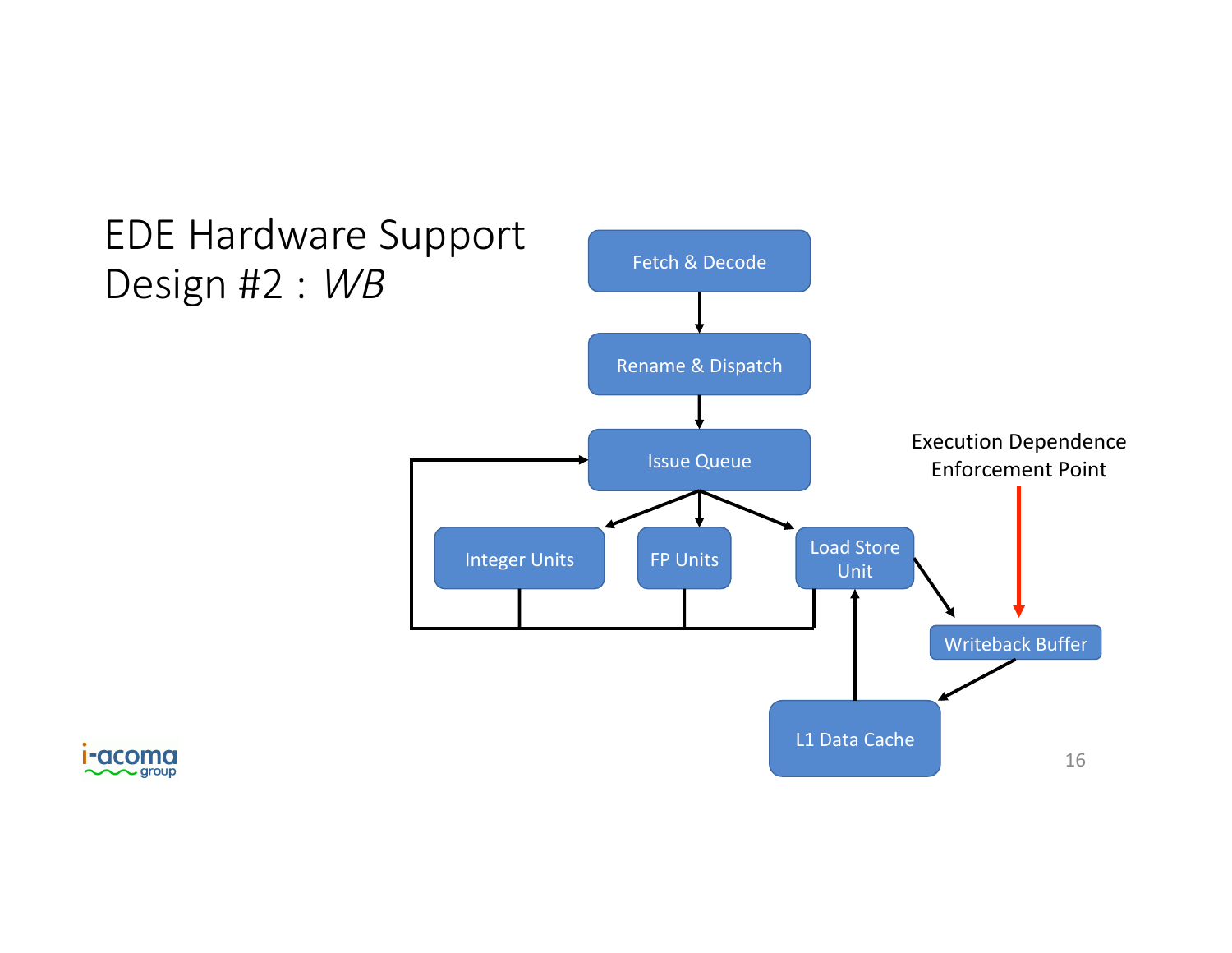# EDE Hardware Support
# Design #2 : *WB*

Fetch & Decode

Rename & Dispatch

Issue Queue

Integer Units

FP Units

Load Store Unit

Writeback Buffer

L1 Data Cache

Execution Dependence Enforcement Point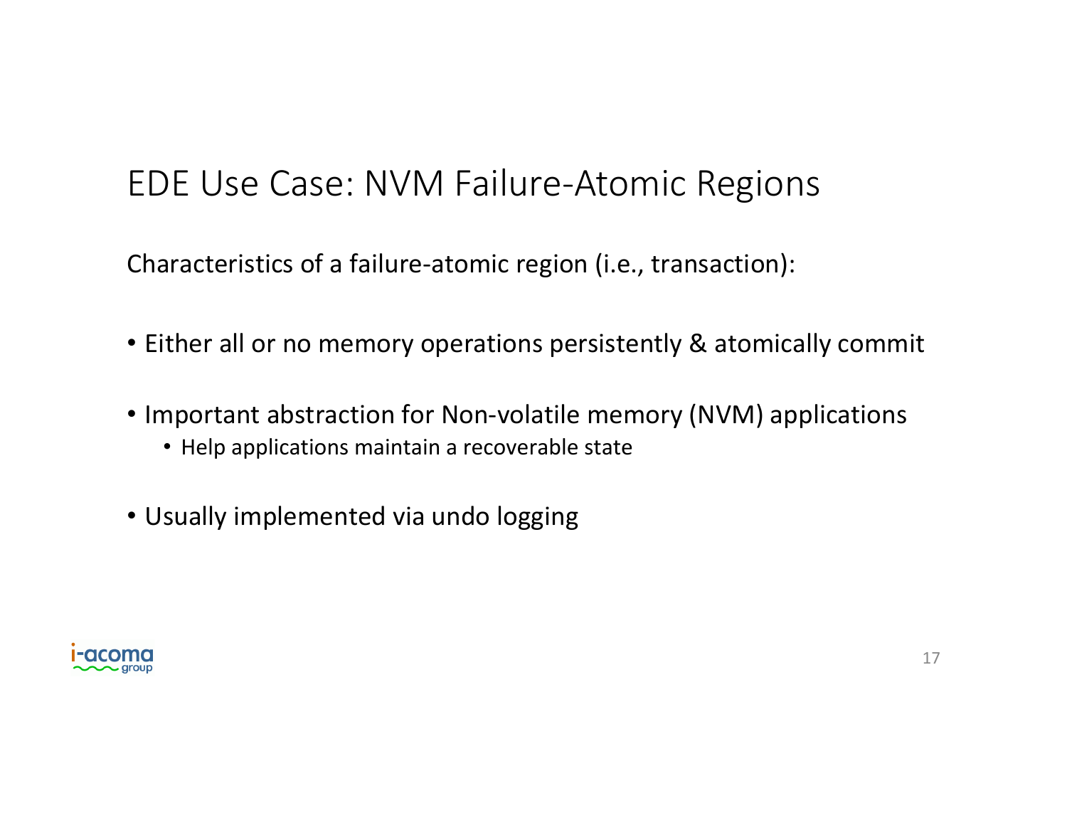# EDE Use Case: NVM Failure-Atomic Regions

Characteristics of a failure-atomic region (i.e., transaction):

- Either all or no memory operations persistently & atomically commit
- Important abstraction for Non-volatile memory (NVM) applications
  - Help applications maintain a recoverable state
- Usually implemented via undo logging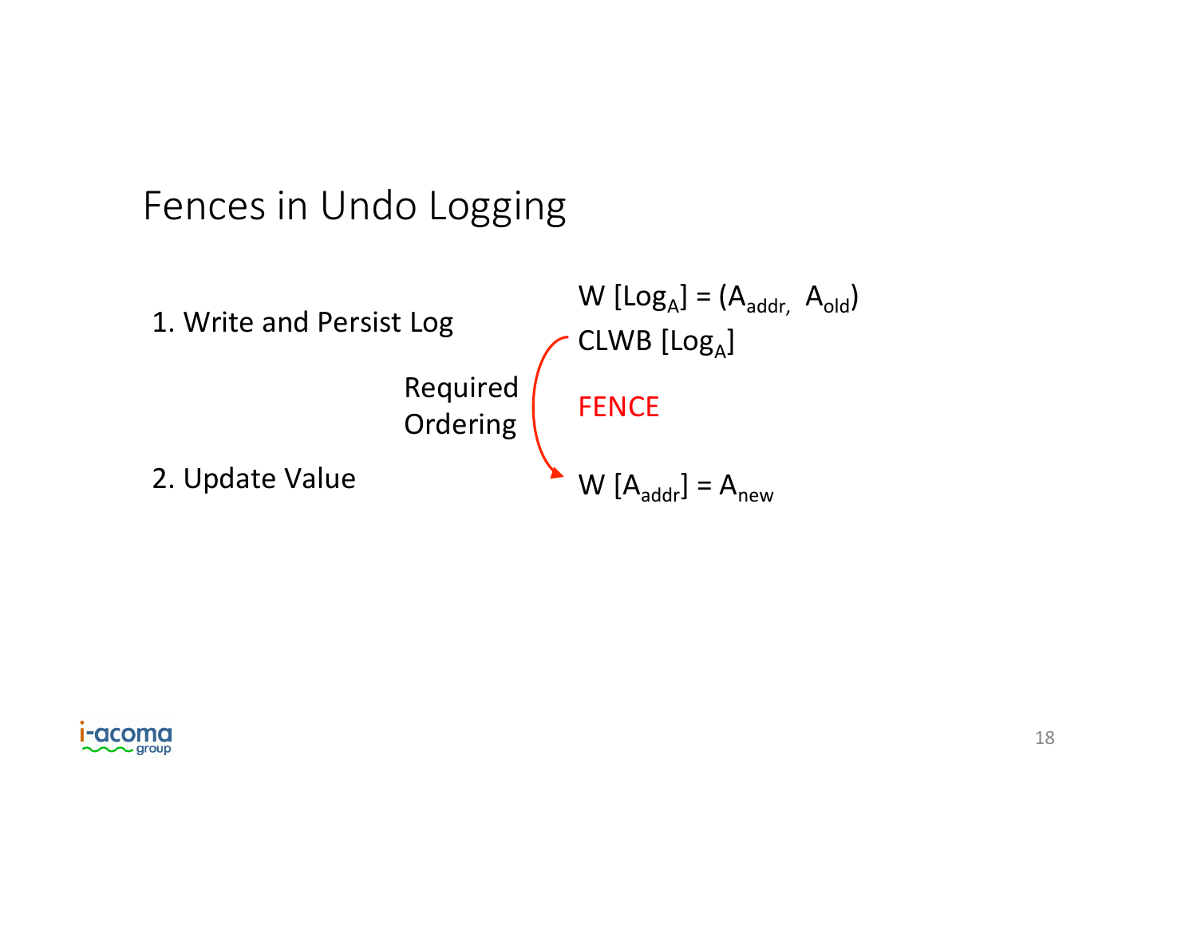# Fences in Undo Logging

1. Write and Persist Log

$W [Log_A] = (A_{addr}, A_{old})$

$CLWB [Log_A]$

Required Ordering

FENCE

2. Update Value

$W [A_{addr}] = A_{new}$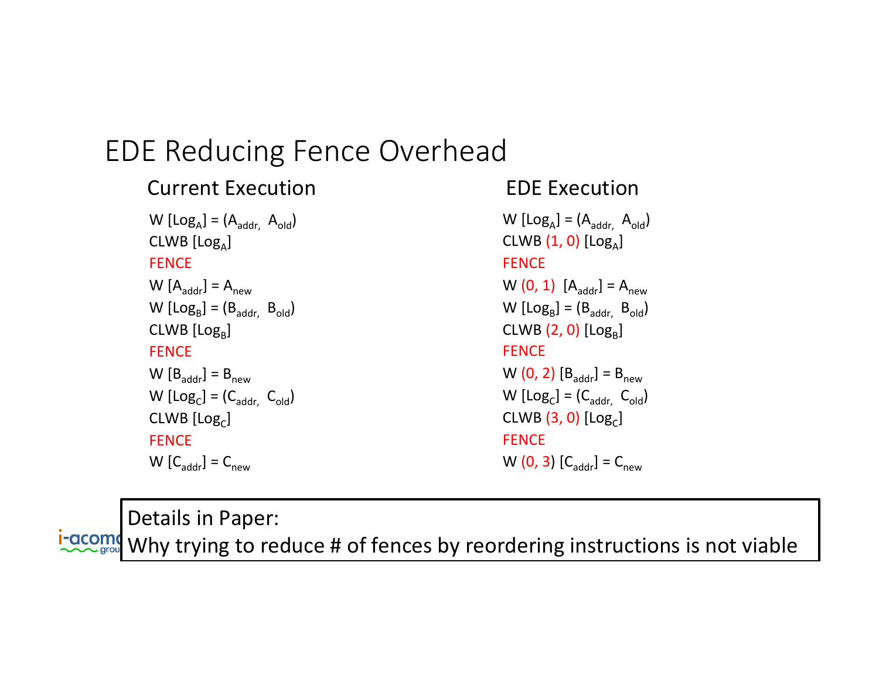# EDE Reducing Fence Overhead

## Current Execution

W [$Log_A$] = ($A_{addr}$, $A_{old}$)
CLWB [$Log_A$]
FENCE
W [$A_{addr}$] = $A_{new}$
W [$Log_B$] = ($B_{addr}$, $B_{old}$)
CLWB [$Log_B$]
FENCE
W [$B_{addr}$] = $B_{new}$
W [$Log_C$] = ($C_{addr}$, $C_{old}$)
CLWB [$Log_C$]
FENCE
W [$C_{addr}$] = $C_{new}$

## EDE Execution

W [$Log_A$] = ($A_{addr}$, $A_{old}$)
CLWB (1, 0) [$Log_A$]
FENCE
W (0, 1) [$A_{addr}$] = $A_{new}$
W [$Log_B$] = ($B_{addr}$, $B_{old}$)
CLWB (2, 0) [$Log_B$]
FENCE
W (0, 2) [$B_{addr}$] = $B_{new}$
W [$Log_C$] = ($C_{addr}$, $C_{old}$)
CLWB (3, 0) [$Log_C$]
FENCE
W (0, 3) [$C_{addr}$] = $C_{new}$

Details in Paper:
Why trying to reduce # of fences by reordering instructions is not viable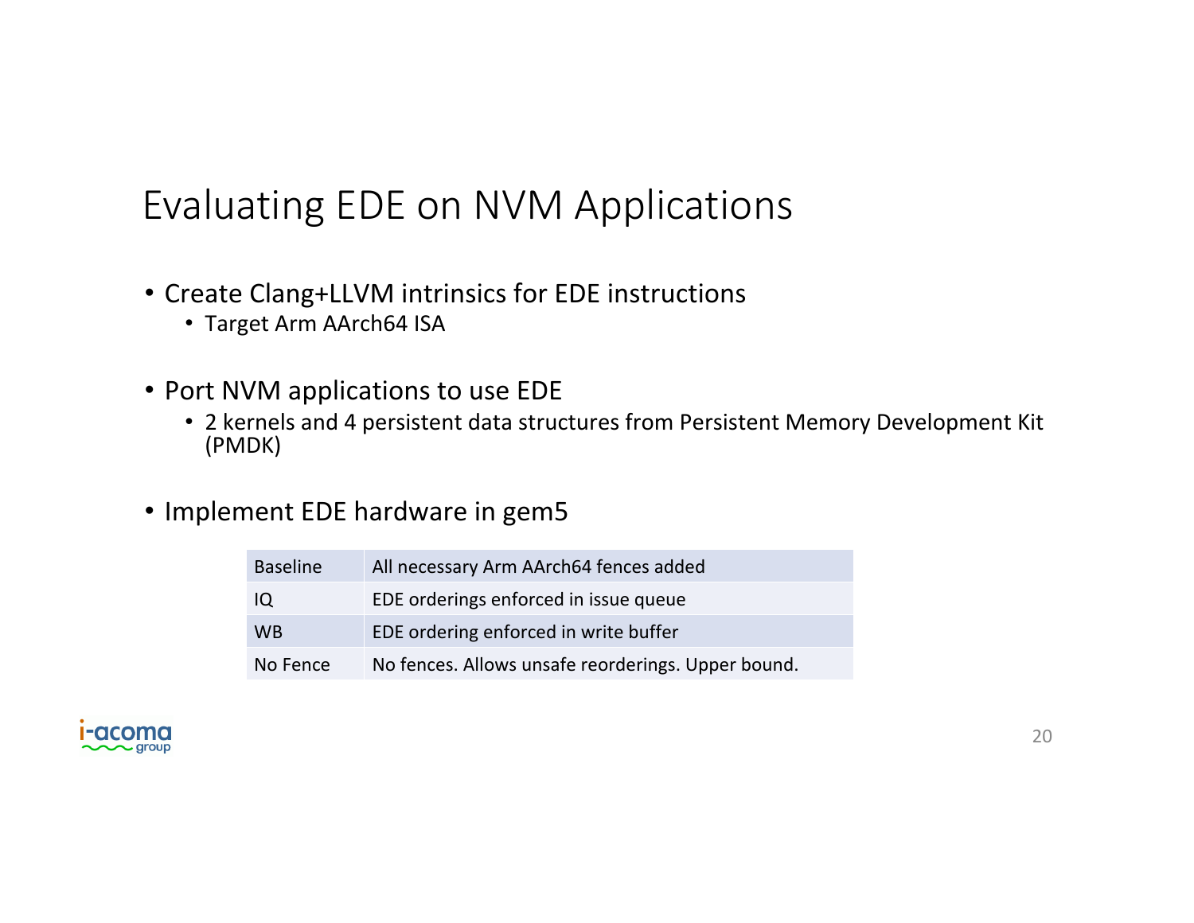# Evaluating EDE on NVM Applications

- Create Clang+LLVM intrinsics for EDE instructions
  - Target Arm AArch64 ISA
- Port NVM applications to use EDE
  - 2 kernels and 4 persistent data structures from Persistent Memory Development Kit (PMDK)
- Implement EDE hardware in gem5

| | |
|---|---|
| Baseline | All necessary Arm AArch64 fences added |
| IQ | EDE orderings enforced in issue queue |
| WB | EDE ordering enforced in write buffer |
| No Fence | No fences. Allows unsafe reorderings. Upper bound. |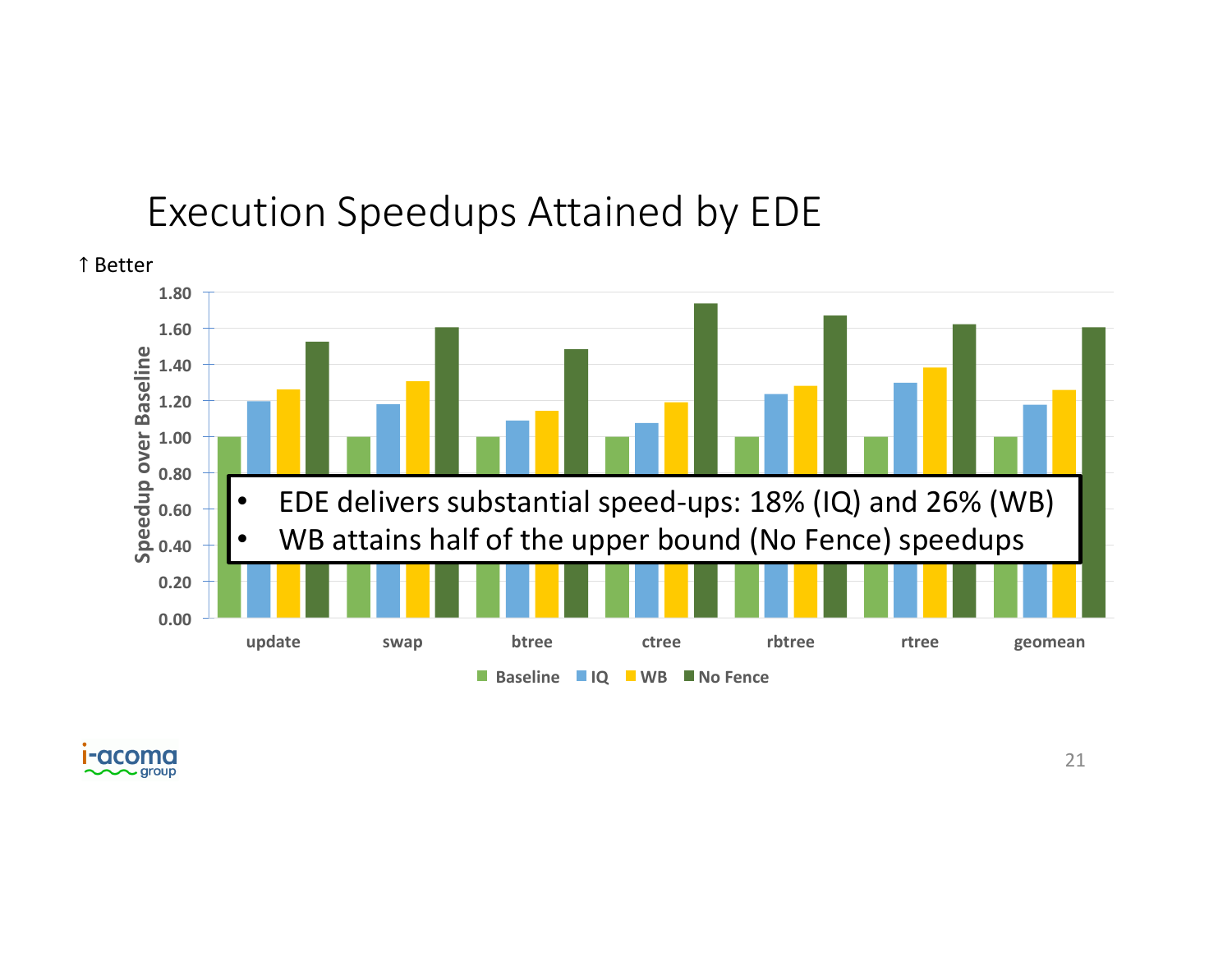# Execution Speedups Attained by EDE

↑ Better

Speedup over Baseline

1.80
1.60
1.40
1.20
1.00
0.80
0.60
0.40
0.20
0.00

update swap btree ctree rbtree rtree geomean

Baseline IQ WB No Fence

- EDE delivers substantial speed-ups: 18% (IQ) and 26% (WB)
- WB attains half of the upper bound (No Fence) speedups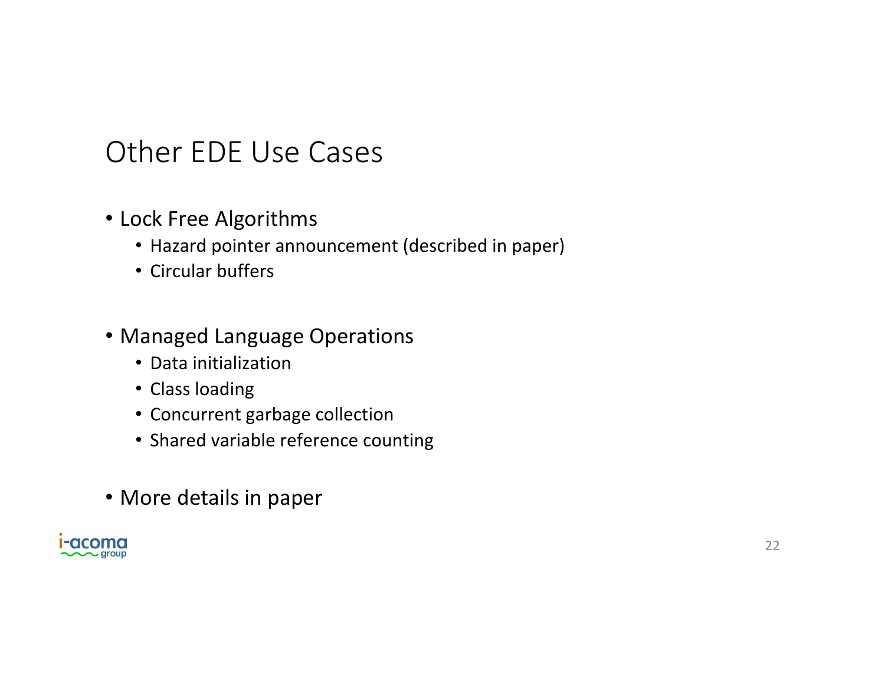# Other EDE Use Cases

- Lock Free Algorithms
  - Hazard pointer announcement (described in paper)
  - Circular buffers
- Managed Language Operations
  - Data initialization
  - Class loading
  - Concurrent garbage collection
  - Shared variable reference counting
- More details in paper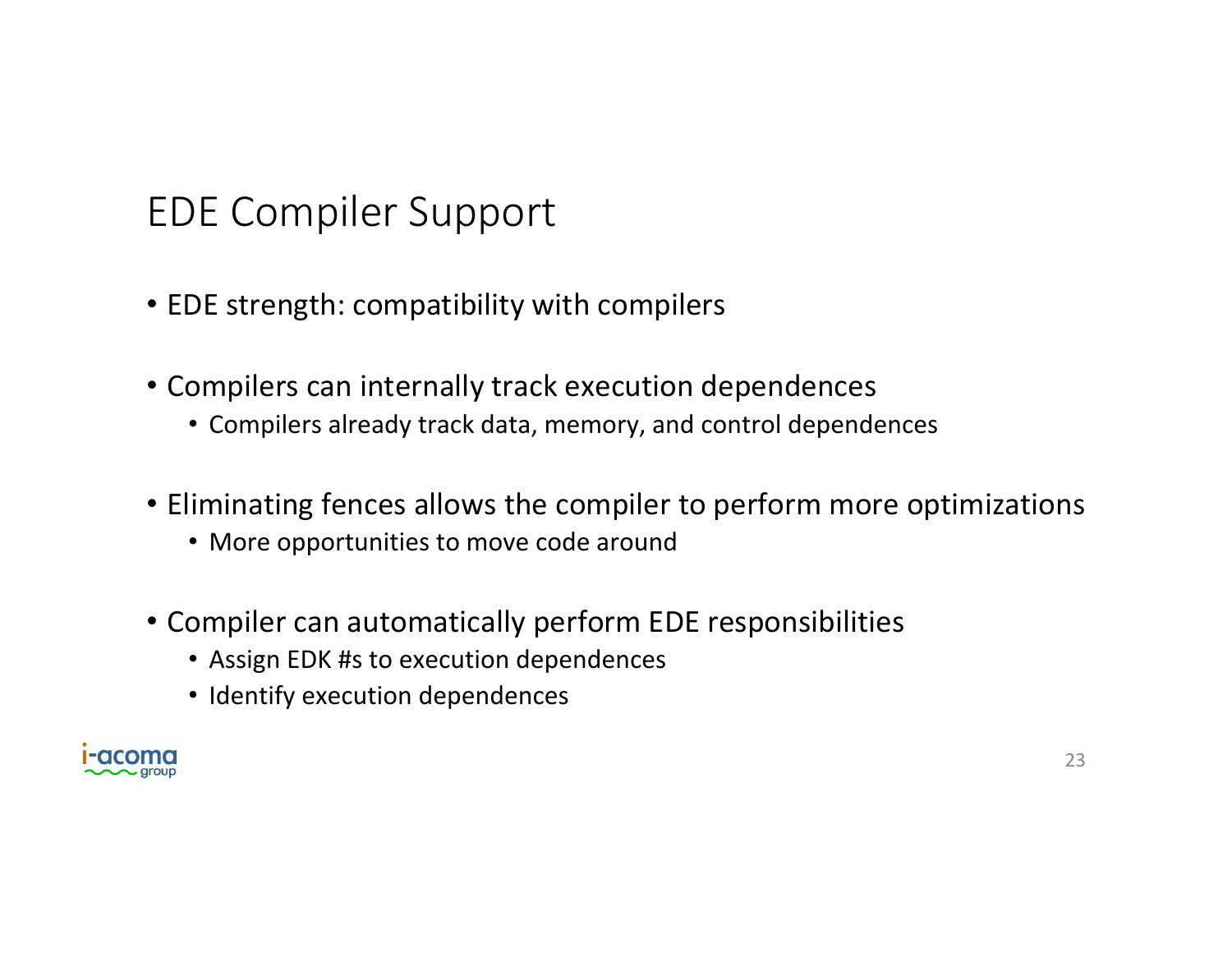# EDE Compiler Support

- EDE strength: compatibility with compilers
- Compilers can internally track execution dependences
  - Compilers already track data, memory, and control dependences
- Eliminating fences allows the compiler to perform more optimizations
  - More opportunities to move code around
- Compiler can automatically perform EDE responsibilities
  - Assign EDK #s to execution dependences
  - Identify execution dependences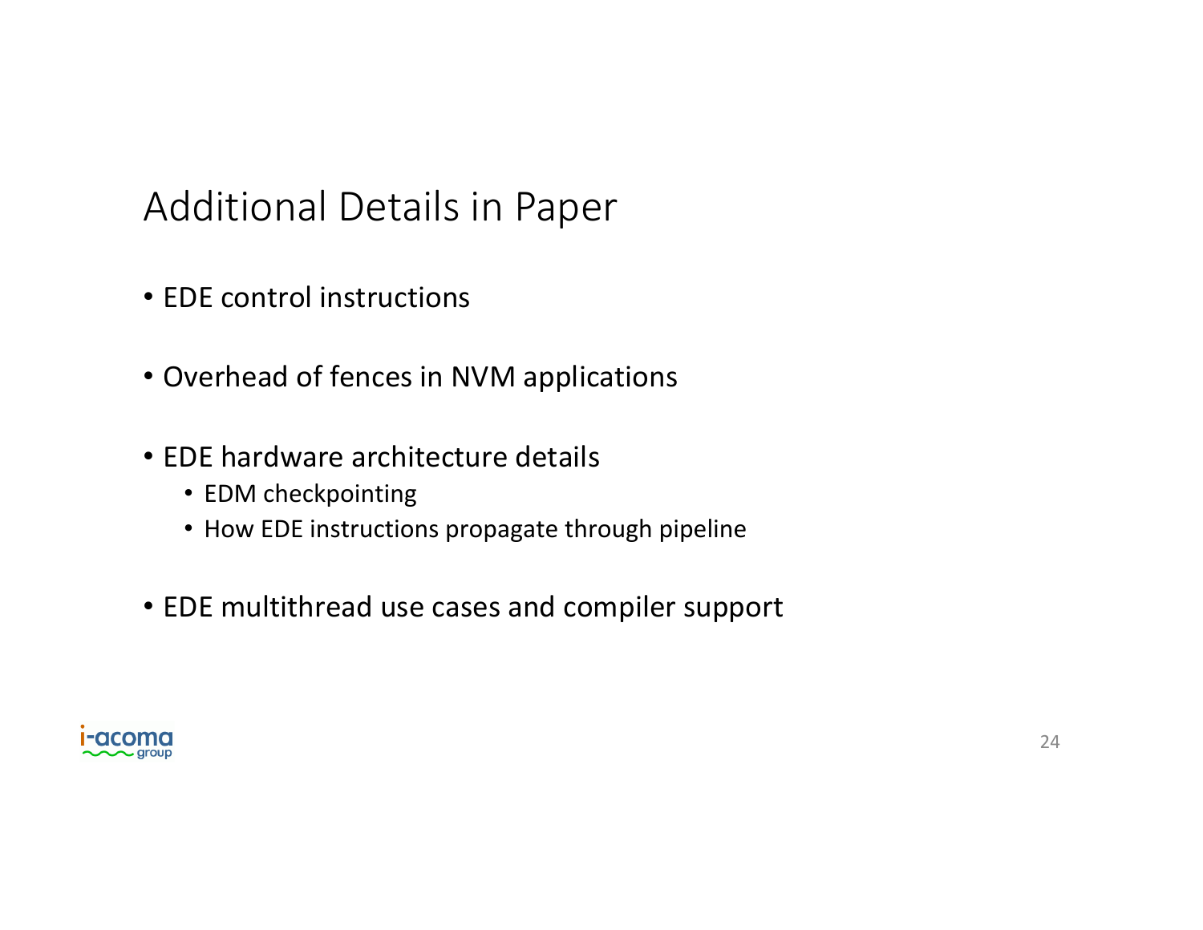# Additional Details in Paper

- EDE control instructions
- Overhead of fences in NVM applications
- EDE hardware architecture details
  - EDM checkpointing
  - How EDE instructions propagate through pipeline
- EDE multithread use cases and compiler support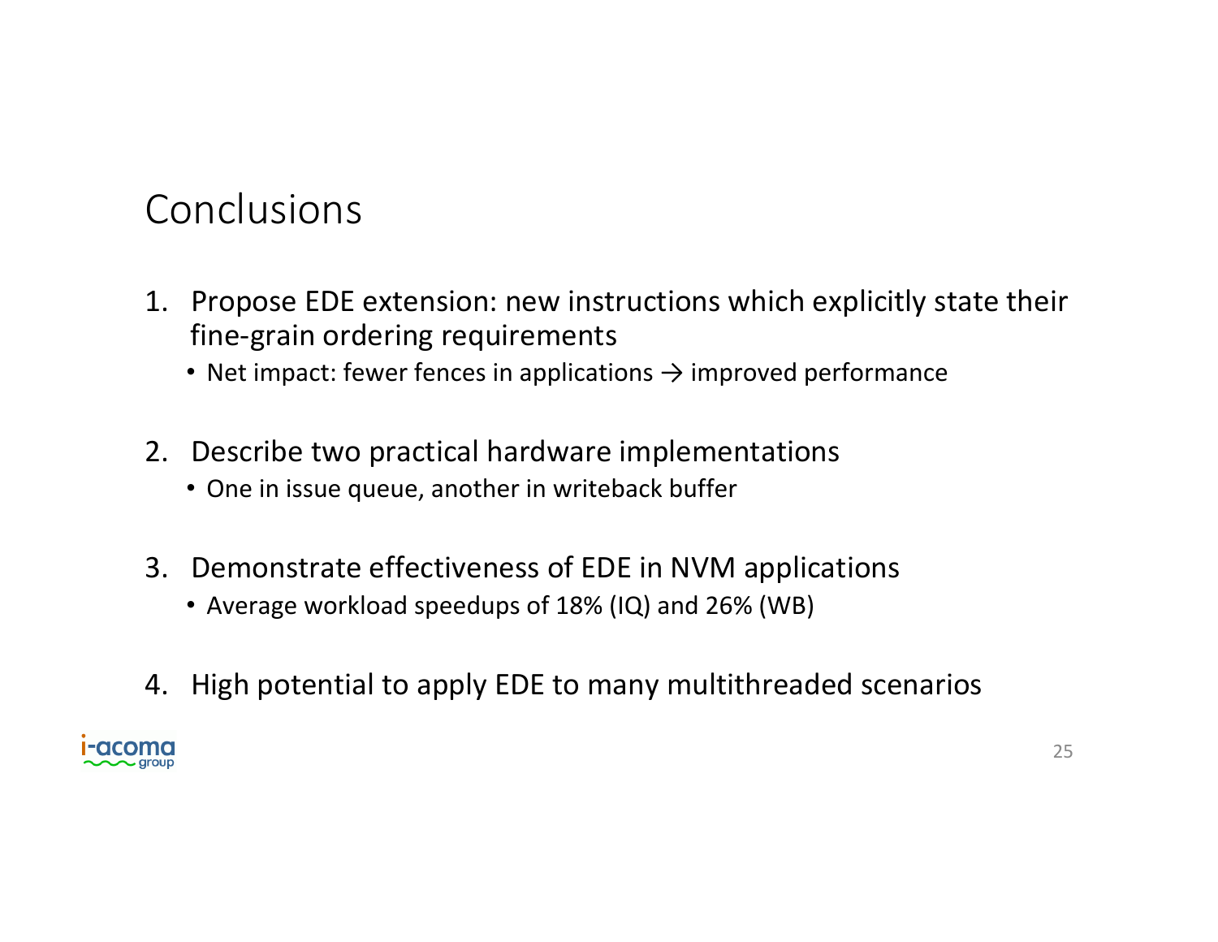# Conclusions

1. Propose EDE extension: new instructions which explicitly state their fine-grain ordering requirements
   - Net impact: fewer fences in applications → improved performance

2. Describe two practical hardware implementations
   - One in issue queue, another in writeback buffer

3. Demonstrate effectiveness of EDE in NVM applications
   - Average workload speedups of 18% (IQ) and 26% (WB)

4. High potential to apply EDE to many multithreaded scenarios